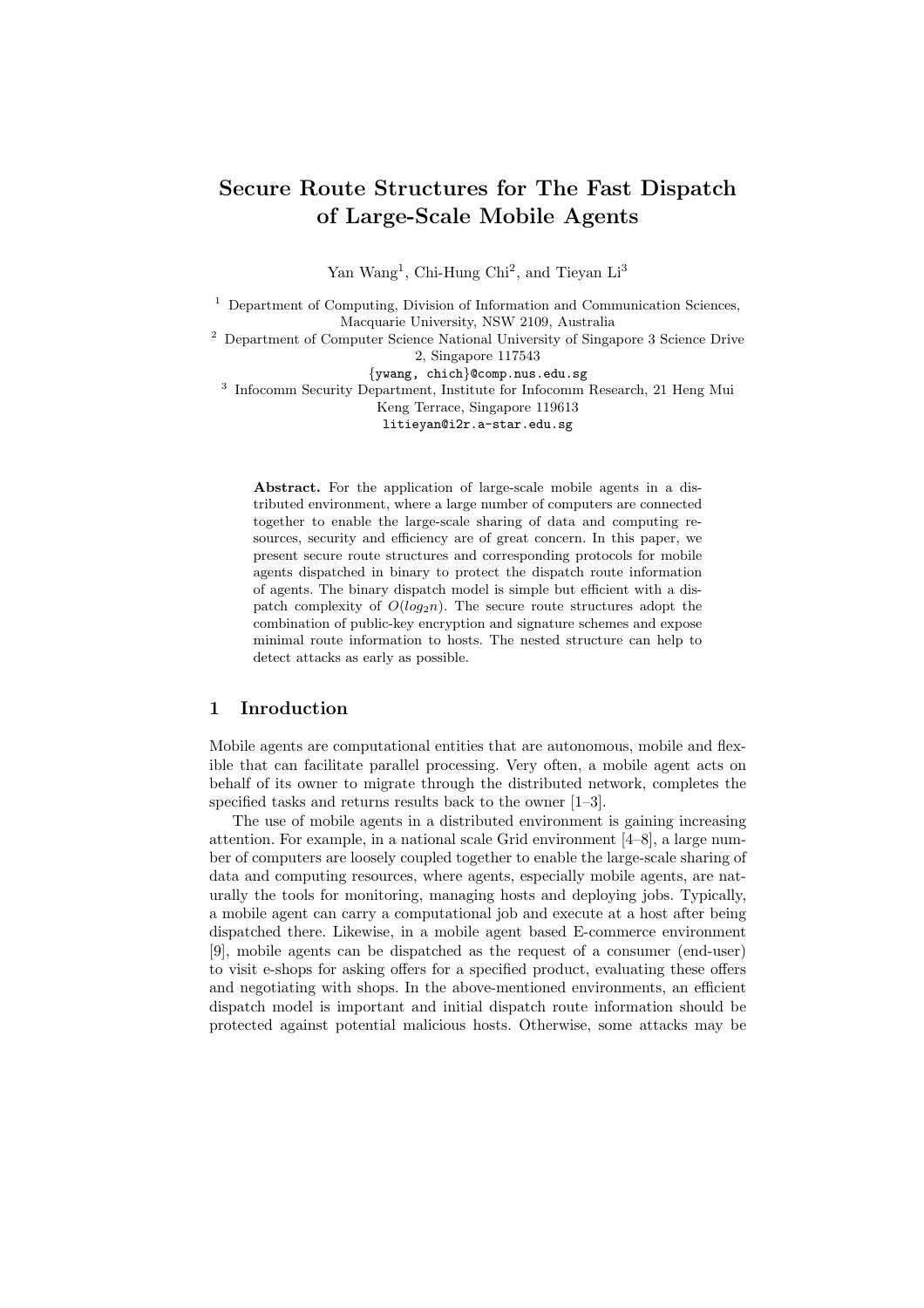# Secure Route Structures for The Fast Dispatch of Large-Scale Mobile Agents

Yan Wang[1], Chi-Hung Chi[2], and Tieyan Li[3]

[1] Department of Computing, Division of Information and Communication Sciences, Macquarie University, NSW 2109, Australia

[2] Department of Computer Science National University of Singapore 3 Science Drive 2, Singapore 117543

{ywang, chich}@comp.nus.edu.sg

[3] Infocomm Security Department, Institute for Infocomm Research, 21 Heng Mui Keng Terrace, Singapore 119613

litieyan@i2r.a-star.edu.sg

**Abstract.** For the application of large-scale mobile agents in a distributed environment, where a large number of computers are connected together to enable the large-scale sharing of data and computing resources, security and efficiency are of great concern. In this paper, we present secure route structures and corresponding protocols for mobile agents dispatched in binary to protect the dispatch route information of agents. The binary dispatch model is simple but efficient with a dispatch complexity of $O(log_2 n)$. The secure route structures adopt the combination of public-key encryption and signature schemes and expose minimal route information to hosts. The nested structure can help to detect attacks as early as possible.

## 1 Inroduction

Mobile agents are computational entities that are autonomous, mobile and flexible that can facilitate parallel processing. Very often, a mobile agent acts on behalf of its owner to migrate through the distributed network, completes the specified tasks and returns results back to the owner [1–3].

The use of mobile agents in a distributed environment is gaining increasing attention. For example, in a national scale Grid environment [4–8], a large number of computers are loosely coupled together to enable the large-scale sharing of data and computing resources, where agents, especially mobile agents, are naturally the tools for monitoring, managing hosts and deploying jobs. Typically, a mobile agent can carry a computational job and execute at a host after being dispatched there. Likewise, in a mobile agent based E-commerce environment [9], mobile agents can be dispatched as the request of a consumer (end-user) to visit e-shops for asking offers for a specified product, evaluating these offers and negotiating with shops. In the above-mentioned environments, an efficient dispatch model is important and initial dispatch route information should be protected against potential malicious hosts. Otherwise, some attacks may be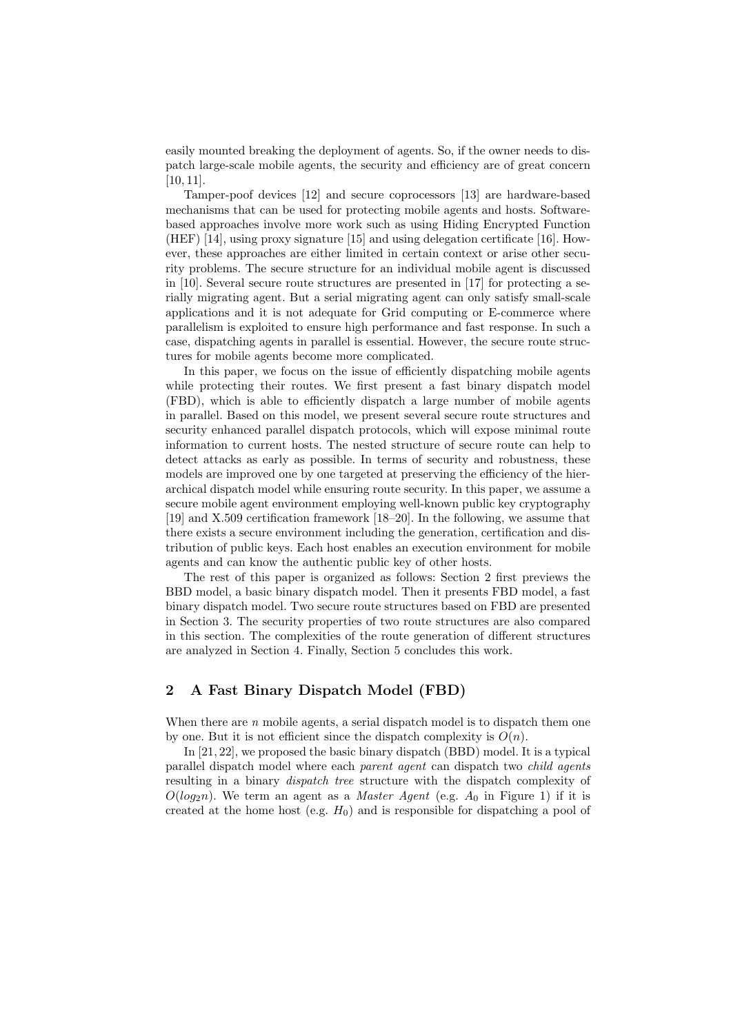easily mounted breaking the deployment of agents. So, if the owner needs to dispatch large-scale mobile agents, the security and efficiency are of great concern [10, 11].

Tamper-poof devices [12] and secure coprocessors [13] are hardware-based mechanisms that can be used for protecting mobile agents and hosts. Software-based approaches involve more work such as using Hiding Encrypted Function (HEF) [14], using proxy signature [15] and using delegation certificate [16]. However, these approaches are either limited in certain context or arise other security problems. The secure structure for an individual mobile agent is discussed in [10]. Several secure route structures are presented in [17] for protecting a serially migrating agent. But a serial migrating agent can only satisfy small-scale applications and it is not adequate for Grid computing or E-commerce where parallelism is exploited to ensure high performance and fast response. In such a case, dispatching agents in parallel is essential. However, the secure route structures for mobile agents become more complicated.

In this paper, we focus on the issue of efficiently dispatching mobile agents while protecting their routes. We first present a fast binary dispatch model (FBD), which is able to efficiently dispatch a large number of mobile agents in parallel. Based on this model, we present several secure route structures and security enhanced parallel dispatch protocols, which will expose minimal route information to current hosts. The nested structure of secure route can help to detect attacks as early as possible. In terms of security and robustness, these models are improved one by one targeted at preserving the efficiency of the hierarchical dispatch model while ensuring route security. In this paper, we assume a secure mobile agent environment employing well-known public key cryptography [19] and X.509 certification framework [18–20]. In the following, we assume that there exists a secure environment including the generation, certification and distribution of public keys. Each host enables an execution environment for mobile agents and can know the authentic public key of other hosts.

The rest of this paper is organized as follows: Section 2 first previews the BBD model, a basic binary dispatch model. Then it presents FBD model, a fast binary dispatch model. Two secure route structures based on FBD are presented in Section 3. The security properties of two route structures are also compared in this section. The complexities of the route generation of different structures are analyzed in Section 4. Finally, Section 5 concludes this work.

## 2 A Fast Binary Dispatch Model (FBD)

When there are $n$ mobile agents, a serial dispatch model is to dispatch them one by one. But it is not efficient since the dispatch complexity is $O(n)$.

In [21, 22], we proposed the basic binary dispatch (BBD) model. It is a typical parallel dispatch model where each *parent agent* can dispatch two *child agents* resulting in a binary *dispatch tree* structure with the dispatch complexity of $O(log_2 n)$. We term an agent as a *Master Agent* (e.g. $A_0$ in Figure 1) if it is created at the home host (e.g. $H_0$) and is responsible for dispatching a pool of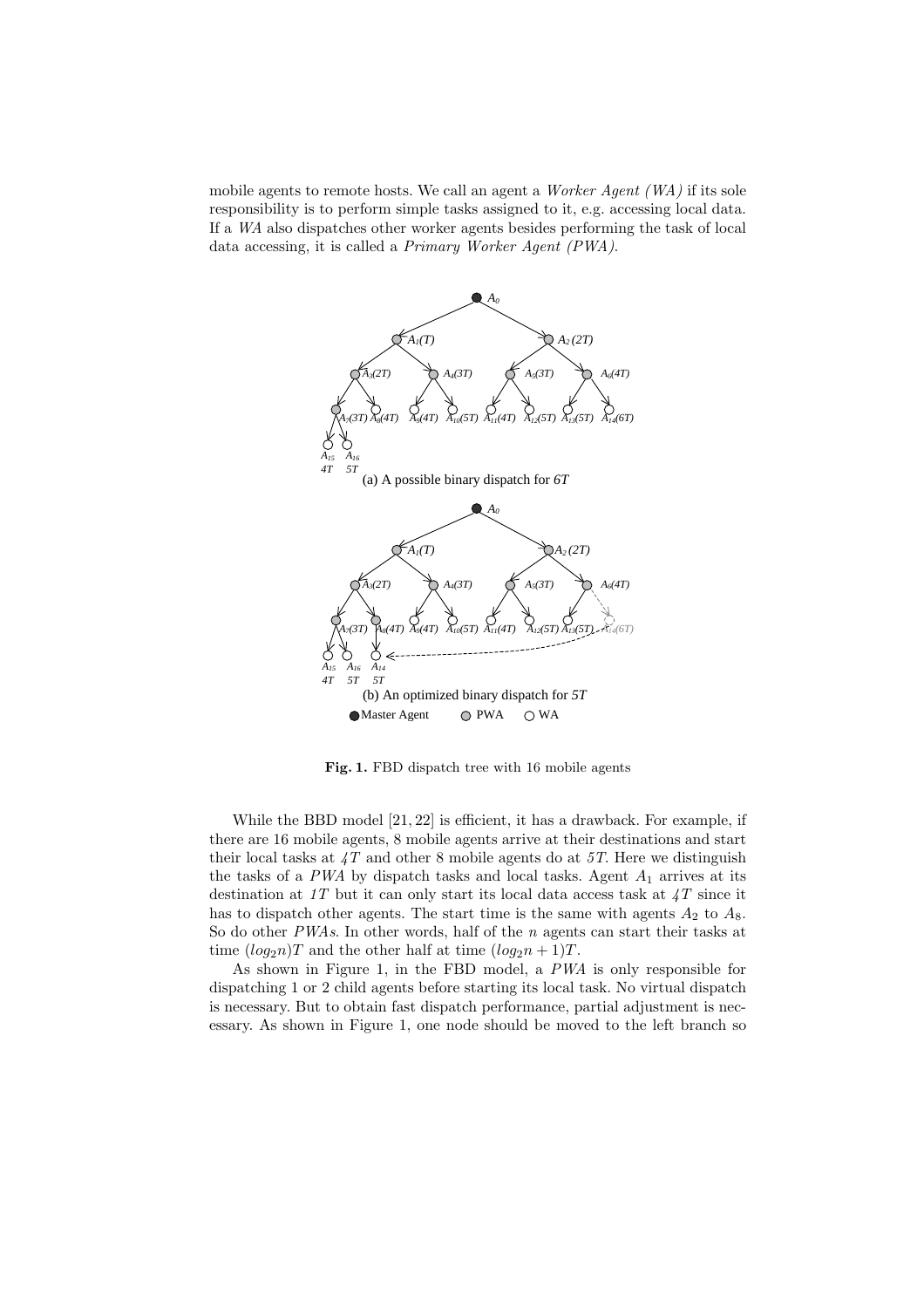mobile agents to remote hosts. We call an agent a *Worker Agent (WA)* if its sole responsibility is to perform simple tasks assigned to it, e.g. accessing local data. If a *WA* also dispatches other worker agents besides performing the task of local data accessing, it is called a *Primary Worker Agent (PWA)*.

**Fig. 1.** FBD dispatch tree with 16 mobile agents

While the BBD model [21, 22] is efficient, it has a drawback. For example, if there are 16 mobile agents, 8 mobile agents arrive at their destinations and start their local tasks at *4T* and other 8 mobile agents do at *5T*. Here we distinguish the tasks of a *PWA* by dispatch tasks and local tasks. Agent $A_1$ arrives at its destination at *1T* but it can only start its local data access task at *4T* since it has to dispatch other agents. The start time is the same with agents $A_2$ to $A_8$. So do other *PWAs*. In other words, half of the $n$ agents can start their tasks at time $(log_2 n)T$ and the other half at time $(log_2 n + 1)T$.

As shown in Figure 1, in the FBD model, a *PWA* is only responsible for dispatching 1 or 2 child agents before starting its local task. No virtual dispatch is necessary. But to obtain fast dispatch performance, partial adjustment is necessary. As shown in Figure 1, one node should be moved to the left branch so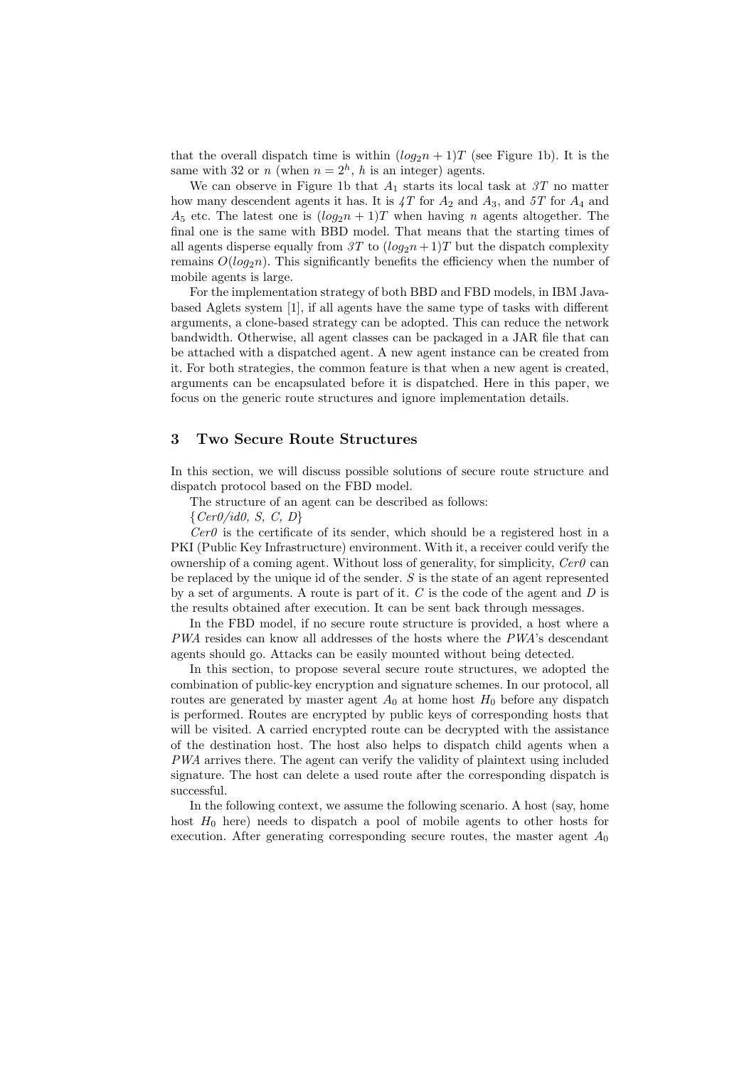that the overall dispatch time is within $(log_2 n + 1)T$ (see Figure 1b). It is the same with 32 or $n$ (when $n = 2^h$, $h$ is an integer) agents.

We can observe in Figure 1b that $A_1$ starts its local task at *3T* no matter how many descendent agents it has. It is *4T* for $A_2$ and $A_3$, and *5T* for $A_4$ and $A_5$ etc. The latest one is $(log_2 n + 1)T$ when having $n$ agents altogether. The final one is the same with BBD model. That means that the starting times of all agents disperse equally from *3T* to $(log_2 n + 1)T$ but the dispatch complexity remains $O(log_2 n)$. This significantly benefits the efficiency when the number of mobile agents is large.

For the implementation strategy of both BBD and FBD models, in IBM Java-based Aglets system [1], if all agents have the same type of tasks with different arguments, a clone-based strategy can be adopted. This can reduce the network bandwidth. Otherwise, all agent classes can be packaged in a JAR file that can be attached with a dispatched agent. A new agent instance can be created from it. For both strategies, the common feature is that when a new agent is created, arguments can be encapsulated before it is dispatched. Here in this paper, we focus on the generic route structures and ignore implementation details.

## 3 Two Secure Route Structures

In this section, we will discuss possible solutions of secure route structure and dispatch protocol based on the FBD model.

The structure of an agent can be described as follows:

{*Cer0/id0, S, C, D*}

*Cer0* is the certificate of its sender, which should be a registered host in a PKI (Public Key Infrastructure) environment. With it, a receiver could verify the ownership of a coming agent. Without loss of generality, for simplicity, *Cer0* can be replaced by the unique id of the sender. $S$ is the state of an agent represented by a set of arguments. A route is part of it. $C$ is the code of the agent and $D$ is the results obtained after execution. It can be sent back through messages.

In the FBD model, if no secure route structure is provided, a host where a *PWA* resides can know all addresses of the hosts where the *PWA*'s descendant agents should go. Attacks can be easily mounted without being detected.

In this section, to propose several secure route structures, we adopted the combination of public-key encryption and signature schemes. In our protocol, all routes are generated by master agent $A_0$ at home host $H_0$ before any dispatch is performed. Routes are encrypted by public keys of corresponding hosts that will be visited. A carried encrypted route can be decrypted with the assistance of the destination host. The host also helps to dispatch child agents when a *PWA* arrives there. The agent can verify the validity of plaintext using included signature. The host can delete a used route after the corresponding dispatch is successful.

In the following context, we assume the following scenario. A host (say, home host $H_0$ here) needs to dispatch a pool of mobile agents to other hosts for execution. After generating corresponding secure routes, the master agent $A_0$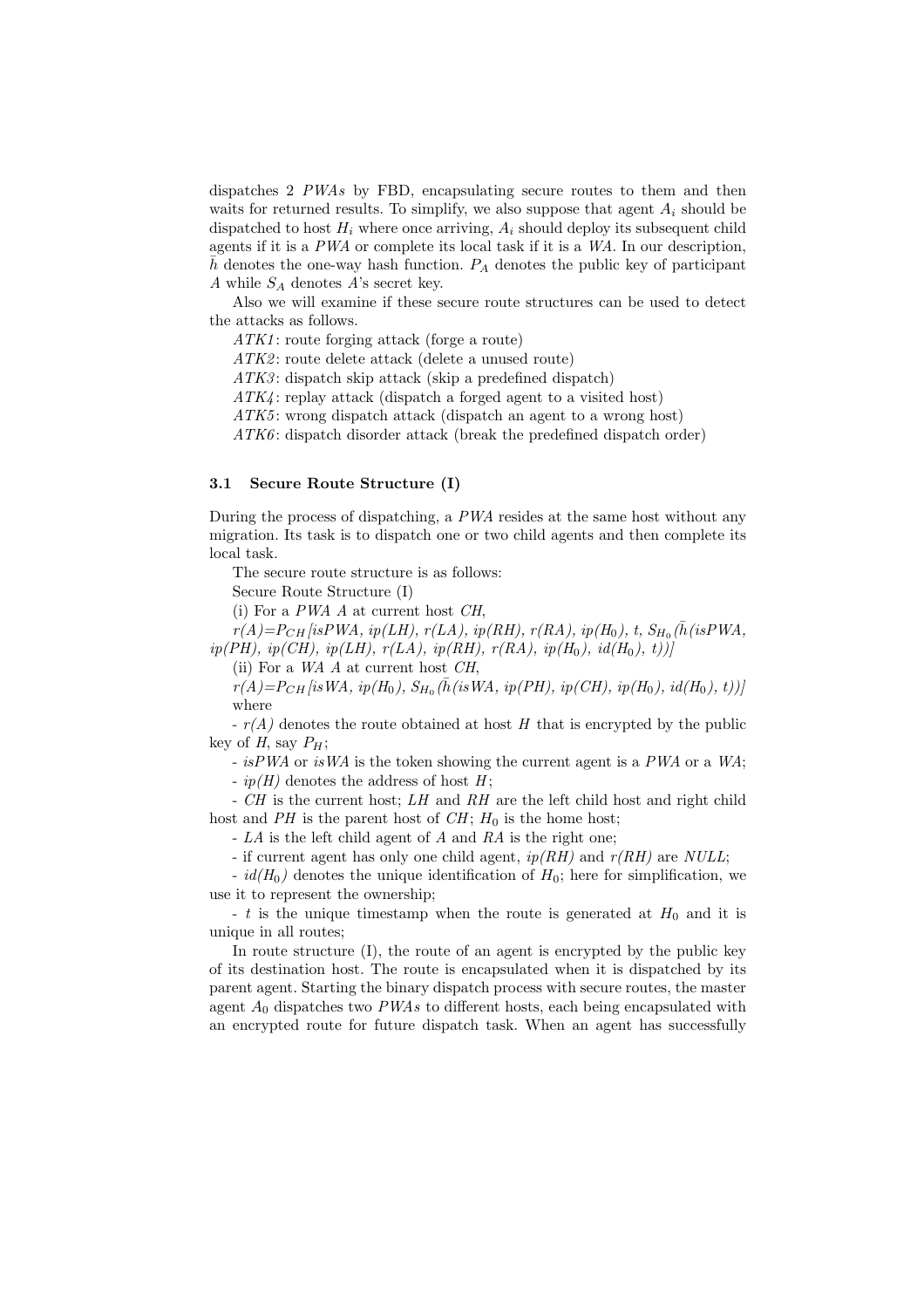dispatches 2 *PWAs* by FBD, encapsulating secure routes to them and then waits for returned results. To simplify, we also suppose that agent $A_i$ should be dispatched to host $H_i$ where once arriving, $A_i$ should deploy its subsequent child agents if it is a *PWA* or complete its local task if it is a *WA*. In our description, $\bar{h}$ denotes the one-way hash function. $P_A$ denotes the public key of participant $A$ while $S_A$ denotes $A$'s secret key.

Also we will examine if these secure route structures can be used to detect the attacks as follows.

*ATK1*: route forging attack (forge a route)

*ATK2*: route delete attack (delete a unused route)

*ATK3*: dispatch skip attack (skip a predefined dispatch)

*ATK4*: replay attack (dispatch a forged agent to a visited host)

*ATK5*: wrong dispatch attack (dispatch an agent to a wrong host)

*ATK6*: dispatch disorder attack (break the predefined dispatch order)

### 3.1 Secure Route Structure (I)

During the process of dispatching, a *PWA* resides at the same host without any migration. Its task is to dispatch one or two child agents and then complete its local task.

The secure route structure is as follows:

Secure Route Structure (I)

(i) For a *PWA* $A$ at current host *CH*,

$r(A)=P_{CH}[isPWA, ip(LH), r(LA), ip(RH), r(RA), ip(H_0), t, S_{H_0}(\bar{h}(isPWA, ip(PH), ip(CH), ip(LH), r(LA), ip(RH), r(RA), ip(H_0), id(H_0), t))]$

(ii) For a *WA* $A$ at current host *CH*,

$r(A)=P_{CH}[isWA, ip(H_0), S_{H_0}(\bar{h}(isWA, ip(PH), ip(CH), ip(H_0), id(H_0), t))]$

where

- $r(A)$ denotes the route obtained at host $H$ that is encrypted by the public key of $H$, say $P_H$;

- *isPWA* or *isWA* is the token showing the current agent is a *PWA* or a *WA*;

- $ip(H)$ denotes the address of host $H$;

- *CH* is the current host; *LH* and *RH* are the left child host and right child host and *PH* is the parent host of *CH*; $H_0$ is the home host;

- *LA* is the left child agent of $A$ and *RA* is the right one;

- if current agent has only one child agent, $ip(RH)$ and $r(RH)$ are *NULL*;

- $id(H_0)$ denotes the unique identification of $H_0$; here for simplification, we use it to represent the ownership;

- $t$ is the unique timestamp when the route is generated at $H_0$ and it is unique in all routes;

In route structure (I), the route of an agent is encrypted by the public key of its destination host. The route is encapsulated when it is dispatched by its parent agent. Starting the binary dispatch process with secure routes, the master agent $A_0$ dispatches two *PWAs* to different hosts, each being encapsulated with an encrypted route for future dispatch task. When an agent has successfully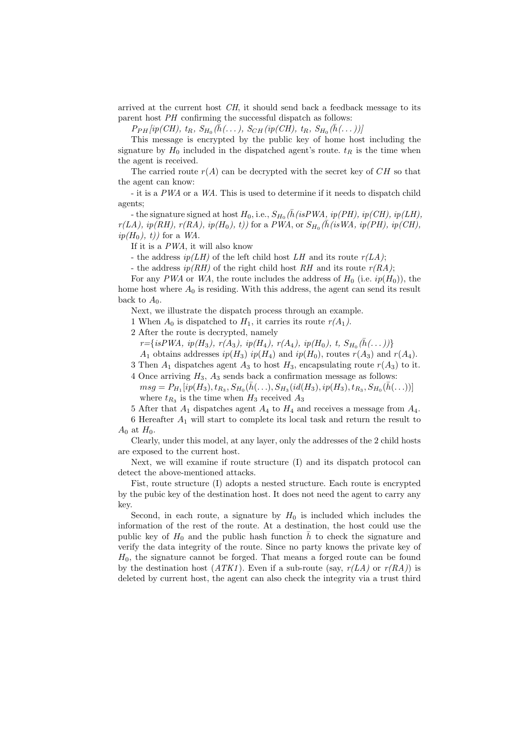arrived at the current host *CH*, it should send back a feedback message to its parent host *PH* confirming the successful dispatch as follows:

$P_{PH}[ip(CH),\ t_R,\ S_{H_0}(\bar{h}(\ldots),\ S_{CH}(ip(CH),\ t_R,\ S_{H_0}(\bar{h}(\ldots))]$

This message is encrypted by the public key of home host including the signature by $H_0$ included in the dispatched agent's route. $t_R$ is the time when the agent is received.

The carried route *r(A)* can be decrypted with the secret key of *CH* so that the agent can know:

- it is a *PWA* or a *WA*. This is used to determine if it needs to dispatch child agents;

- the signature signed at host $H_0$, i.e., $S_{H_0}(\bar{h}(isPWA,\ ip(PH),\ ip(CH),\ ip(LH),\ r(LA),\ ip(RH),\ r(RA),\ ip(H_0),\ t))$ for a *PWA*, or $S_{H_0}(\bar{h}(isWA,\ ip(PH),\ ip(CH),\ ip(H_0),\ t))$ for a *WA*.

If it is a *PWA*, it will also know

- the address *ip(LH)* of the left child host *LH* and its route *r(LA)*;

- the address *ip(RH)* of the right child host *RH* and its route *r(RA)*;

For any *PWA* or *WA*, the route includes the address of $H_0$ (i.e. $ip(H_0)$), the home host where $A_0$ is residing. With this address, the agent can send its result back to $A_0$.

Next, we illustrate the dispatch process through an example.

1 When $A_0$ is dispatched to $H_1$, it carries its route $r(A_1)$.

2 After the route is decrypted, namely

$r=\{isPWA,\ ip(H_3),\ r(A_3),\ ip(H_4),\ r(A_4),\ ip(H_0),\ t,\ S_{H_0}(\bar{h}(\ldots))\}$

$A_1$ obtains addresses $ip(H_3)$ $ip(H_4)$ and $ip(H_0)$, routes $r(A_3)$ and $r(A_4)$.

3 Then $A_1$ dispatches agent $A_3$ to host $H_3$, encapsulating route $r(A_3)$ to it.

4 Once arriving $H_3$, $A_3$ sends back a confirmation message as follows:

$msg = P_{H_1}[ip(H_3), t_{R_3}, S_{H_0}(\bar{h}(\ldots), S_{H_3}(id(H_3), ip(H_3), t_{R_3}, S_{H_0}(\bar{h}(\ldots))]$

where $t_{R_3}$ is the time when $H_3$ received $A_3$

5 After that $A_1$ dispatches agent $A_4$ to $H_4$ and receives a message from $A_4$.

6 Hereafter $A_1$ will start to complete its local task and return the result to $A_0$ at $H_0$.

Clearly, under this model, at any layer, only the addresses of the 2 child hosts are exposed to the current host.

Next, we will examine if route structure (I) and its dispatch protocol can detect the above-mentioned attacks.

Fist, route structure (I) adopts a nested structure. Each route is encrypted by the pubic key of the destination host. It does not need the agent to carry any key.

Second, in each route, a signature by $H_0$ is included which includes the information of the rest of the route. At a destination, the host could use the public key of $H_0$ and the public hash function $\bar{h}$ to check the signature and verify the data integrity of the route. Since no party knows the private key of $H_0$, the signature cannot be forged. That means a forged route can be found by the destination host (*ATK1*). Even if a sub-route (say, *r(LA)* or *r(RA)*) is deleted by current host, the agent can also check the integrity via a trust third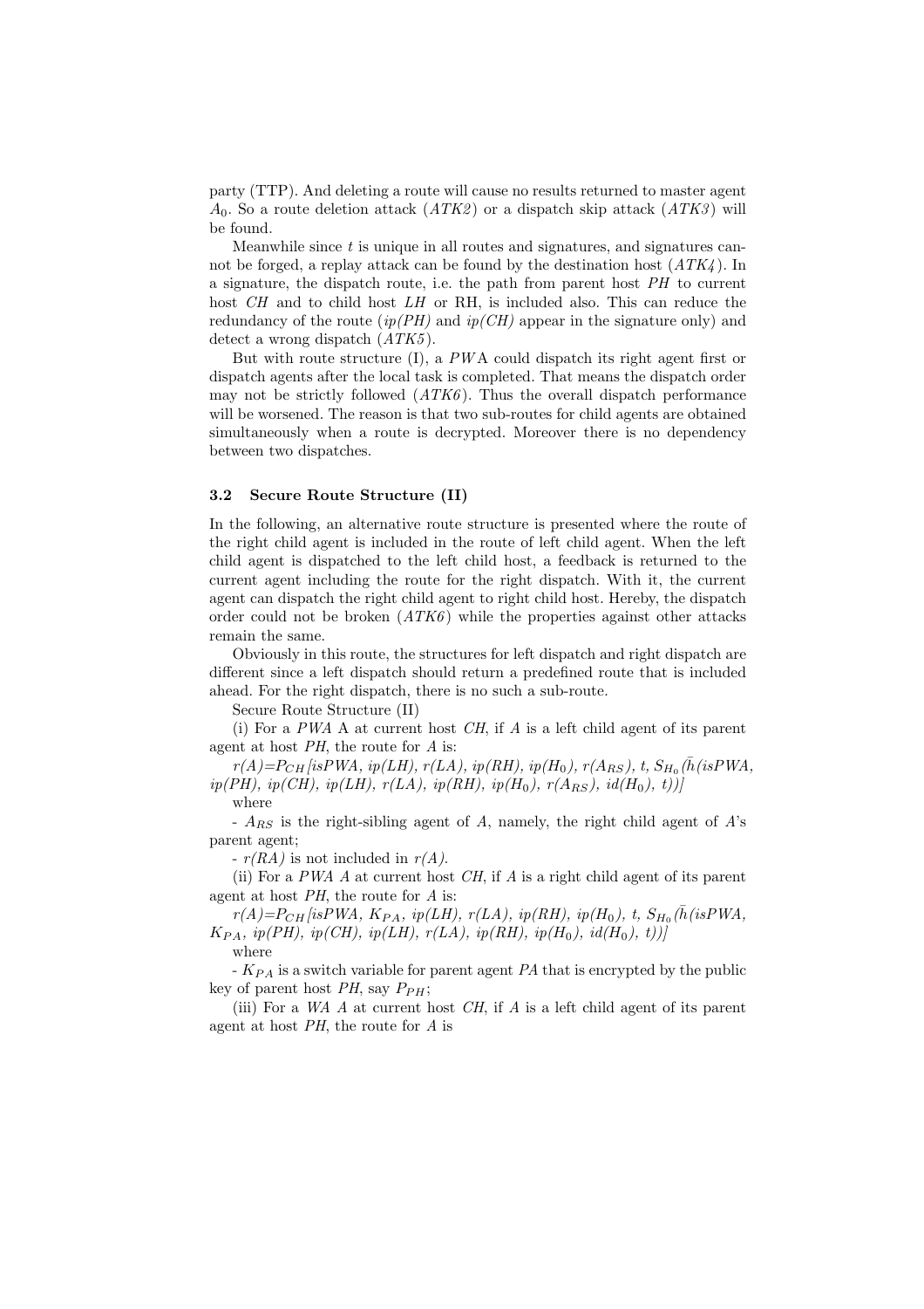party (TTP). And deleting a route will cause no results returned to master agent $A_0$. So a route deletion attack (*ATK2*) or a dispatch skip attack (*ATK3*) will be found.

Meanwhile since $t$ is unique in all routes and signatures, and signatures cannot be forged, a replay attack can be found by the destination host (*ATK4*). In a signature, the dispatch route, i.e. the path from parent host $PH$ to current host $CH$ and to child host $LH$ or RH, is included also. This can reduce the redundancy of the route (*ip(PH)* and *ip(CH)* appear in the signature only) and detect a wrong dispatch (*ATK5*).

But with route structure (I), a $PWA$ could dispatch its right agent first or dispatch agents after the local task is completed. That means the dispatch order may not be strictly followed (*ATK6*). Thus the overall dispatch performance will be worsened. The reason is that two sub-routes for child agents are obtained simultaneously when a route is decrypted. Moreover there is no dependency between two dispatches.

### 3.2 Secure Route Structure (II)

In the following, an alternative route structure is presented where the route of the right child agent is included in the route of left child agent. When the left child agent is dispatched to the left child host, a feedback is returned to the current agent including the route for the right dispatch. With it, the current agent can dispatch the right child agent to right child host. Hereby, the dispatch order could not be broken (*ATK6*) while the properties against other attacks remain the same.

Obviously in this route, the structures for left dispatch and right dispatch are different since a left dispatch should return a predefined route that is included ahead. For the right dispatch, there is no such a sub-route.

Secure Route Structure (II)

(i) For a *PWA* A at current host *CH*, if *A* is a left child agent of its parent agent at host *PH*, the route for *A* is:

$r(A)=P_{CH}[isPWA, ip(LH), r(LA), ip(RH), ip(H_0), r(A_{RS}), t, S_{H_0}(\bar{h}(isPWA, ip(PH), ip(CH), ip(LH), r(LA), ip(RH), ip(H_0), r(A_{RS}), id(H_0), t))]$

where

- $A_{RS}$ is the right-sibling agent of $A$, namely, the right child agent of $A$'s parent agent;

- *r(RA)* is not included in *r(A)*.

(ii) For a *PWA A* at current host *CH*, if *A* is a right child agent of its parent agent at host *PH*, the route for *A* is:

$r(A)=P_{CH}[isPWA, K_{PA}, ip(LH), r(LA), ip(RH), ip(H_0), t, S_{H_0}(\bar{h}(isPWA, K_{PA}, ip(PH), ip(CH), ip(LH), r(LA), ip(RH), ip(H_0), id(H_0), t))]$

where

- $K_{PA}$ is a switch variable for parent agent $PA$ that is encrypted by the public key of parent host $PH$, say $P_{PH}$;

(iii) For a *WA A* at current host *CH*, if *A* is a left child agent of its parent agent at host *PH*, the route for *A* is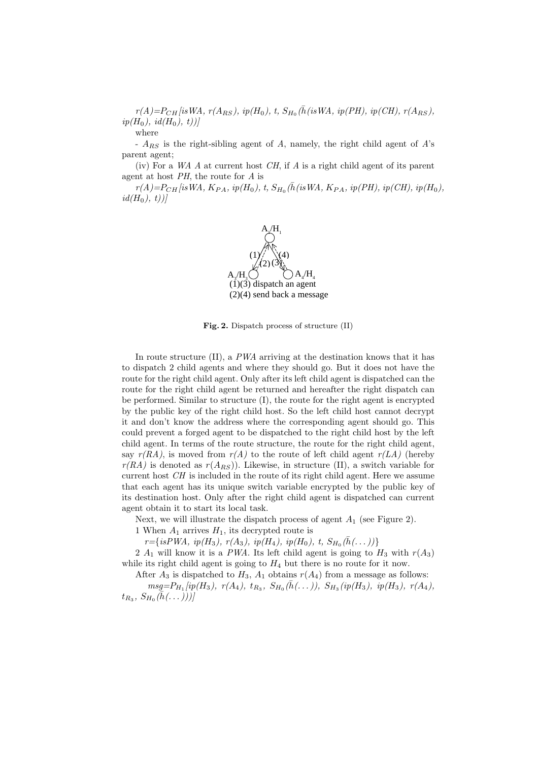$r(A)=P_{CH}[isWA, r(A_{RS}), ip(H_0), t, S_{H_0}(\bar{h}(isWA, ip(PH), ip(CH), r(A_{RS}), ip(H_0), id(H_0), t))]$

where

- $A_{RS}$ is the right-sibling agent of $A$, namely, the right child agent of $A$'s parent agent;

(iv) For a *WA* $A$ at current host *CH*, if $A$ is a right child agent of its parent agent at host *PH*, the route for $A$ is

$r(A)=P_{CH}[isWA, K_{PA}, ip(H_0), t, S_{H_0}(\bar{h}(isWA, K_{PA}, ip(PH), ip(CH), ip(H_0), id(H_0), t))]$

A$_1$/H$_1$

(1) (2) (3) (4)

A$_3$/H$_3$ A$_4$/H$_4$

(1)(3) dispatch an agent

(2)(4) send back a message

**Fig. 2.** Dispatch process of structure (II)

In route structure (II), a *PWA* arriving at the destination knows that it has to dispatch 2 child agents and where they should go. But it does not have the route for the right child agent. Only after its left child agent is dispatched can the route for the right child agent be returned and hereafter the right dispatch can be performed. Similar to structure (I), the route for the right agent is encrypted by the public key of the right child host. So the left child host cannot decrypt it and don't know the address where the corresponding agent should go. This could prevent a forged agent to be dispatched to the right child host by the left child agent. In terms of the route structure, the route for the right child agent, say *r(RA)*, is moved from *r(A)* to the route of left child agent *r(LA)* (hereby *r(RA)* is denoted as $r(A_{RS})$). Likewise, in structure (II), a switch variable for current host *CH* is included in the route of its right child agent. Here we assume that each agent has its unique switch variable encrypted by the public key of its destination host. Only after the right child agent is dispatched can current agent obtain it to start its local task.

Next, we will illustrate the dispatch process of agent $A_1$ (see Figure 2).

1 When $A_1$ arrives $H_1$, its decrypted route is

$r=\{isPWA, ip(H_3), r(A_3), ip(H_4), ip(H_0), t, S_{H_0}(\bar{h}(\dots))\}$

2 $A_1$ will know it is a *PWA*. Its left child agent is going to $H_3$ with $r(A_3)$ while its right child agent is going to $H_4$ but there is no route for it now.

After $A_3$ is dispatched to $H_3$, $A_1$ obtains $r(A_4)$ from a message as follows:

$msg=P_{H_1}[ip(H_3), r(A_4), t_{R_3}, S_{H_0}(\bar{h}(\dots)), S_{H_3}(ip(H_3), ip(H_3), r(A_4), t_{R_3}, S_{H_0}(\bar{h}(\dots)))]$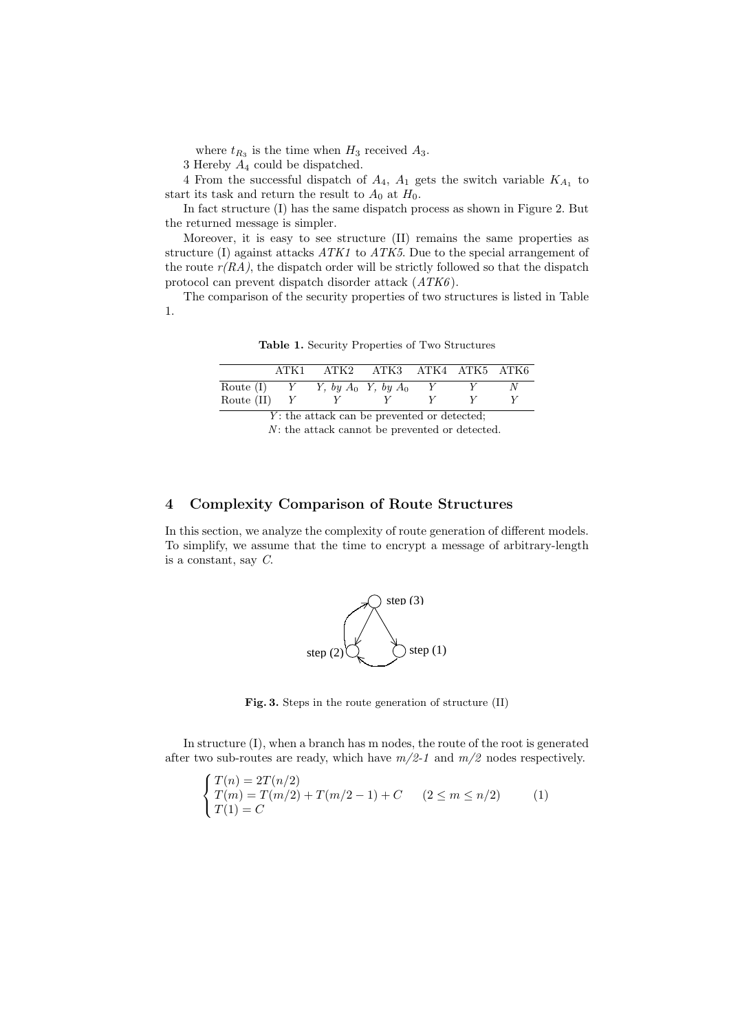where $t_{R_3}$ is the time when $H_3$ received $A_3$.

3 Hereby $A_4$ could be dispatched.

4 From the successful dispatch of $A_4$, $A_1$ gets the switch variable $K_{A_1}$ to start its task and return the result to $A_0$ at $H_0$.

In fact structure (I) has the same dispatch process as shown in Figure 2. But the returned message is simpler.

Moreover, it is easy to see structure (II) remains the same properties as structure (I) against attacks *ATK1* to *ATK5*. Due to the special arrangement of the route *r(RA)*, the dispatch order will be strictly followed so that the dispatch protocol can prevent dispatch disorder attack (*ATK6*).

The comparison of the security properties of two structures is listed in Table 1.

**Table 1.** Security Properties of Two Structures

| | ATK1 | ATK2 | ATK3 | ATK4 | ATK5 | ATK6 |
|---|---|---|---|---|---|---|
| Route (I) | *Y* | *Y, by* $A_0$ | *Y, by* $A_0$ | *Y* | *Y* | *N* |
| Route (II) | *Y* | *Y* | *Y* | *Y* | *Y* | *Y* |

*Y*: the attack can be prevented or detected;
*N*: the attack cannot be prevented or detected.

## 4 Complexity Comparison of Route Structures

In this section, we analyze the complexity of route generation of different models. To simplify, we assume that the time to encrypt a message of arbitrary-length is a constant, say $C$.

**Fig. 3.** Steps in the route generation of structure (II)

In structure (I), when a branch has m nodes, the route of the root is generated after two sub-routes are ready, which have *m/2-1* and *m/2* nodes respectively.

$$\begin{cases} T(n) = 2T(n/2) \\ T(m) = T(m/2) + T(m/2-1) + C \qquad (2 \le m \le n/2) \\ T(1) = C \end{cases} \tag{1}$$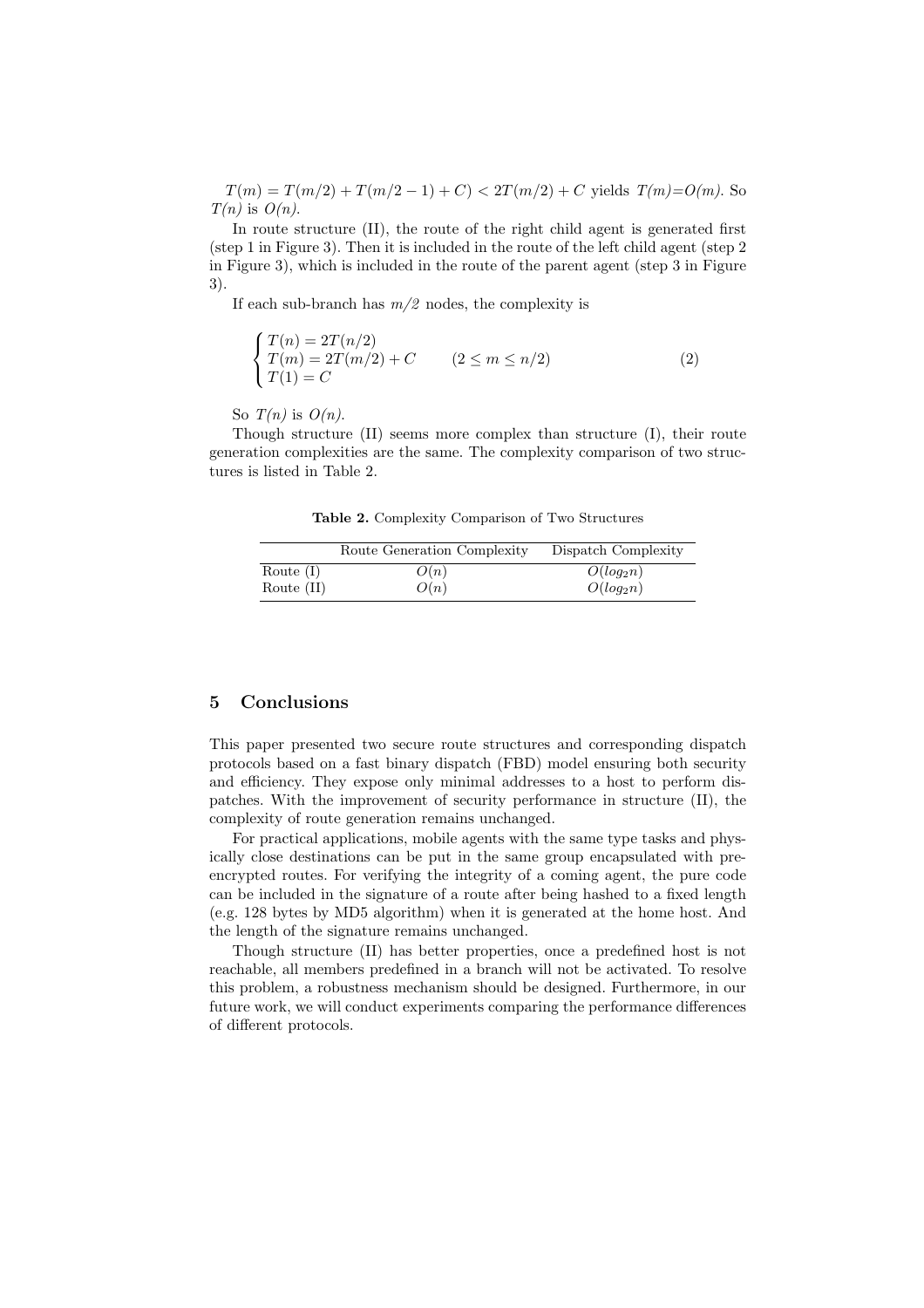$T(m) = T(m/2) + T(m/2-1) + C) < 2T(m/2) + C$ yields $T(m)=O(m)$. So $T(n)$ is $O(n)$.

In route structure (II), the route of the right child agent is generated first (step 1 in Figure 3). Then it is included in the route of the left child agent (step 2 in Figure 3), which is included in the route of the parent agent (step 3 in Figure 3).

If each sub-branch has $m/2$ nodes, the complexity is

$$\begin{cases} T(n) = 2T(n/2) \\ T(m) = 2T(m/2) + C \qquad (2 \leq m \leq n/2) \\ T(1) = C \end{cases} \tag{2}$$

So $T(n)$ is $O(n)$.

Though structure (II) seems more complex than structure (I), their route generation complexities are the same. The complexity comparison of two structures is listed in Table 2.

**Table 2.** Complexity Comparison of Two Structures

| | Route Generation Complexity | Dispatch Complexity |
|---|---|---|
| Route (I) | $O(n)$ | $O(log_2 n)$ |
| Route (II) | $O(n)$ | $O(log_2 n)$ |

## 5 Conclusions

This paper presented two secure route structures and corresponding dispatch protocols based on a fast binary dispatch (FBD) model ensuring both security and efficiency. They expose only minimal addresses to a host to perform dispatches. With the improvement of security performance in structure (II), the complexity of route generation remains unchanged.

For practical applications, mobile agents with the same type tasks and physically close destinations can be put in the same group encapsulated with pre-encrypted routes. For verifying the integrity of a coming agent, the pure code can be included in the signature of a route after being hashed to a fixed length (e.g. 128 bytes by MD5 algorithm) when it is generated at the home host. And the length of the signature remains unchanged.

Though structure (II) has better properties, once a predefined host is not reachable, all members predefined in a branch will not be activated. To resolve this problem, a robustness mechanism should be designed. Furthermore, in our future work, we will conduct experiments comparing the performance differences of different protocols.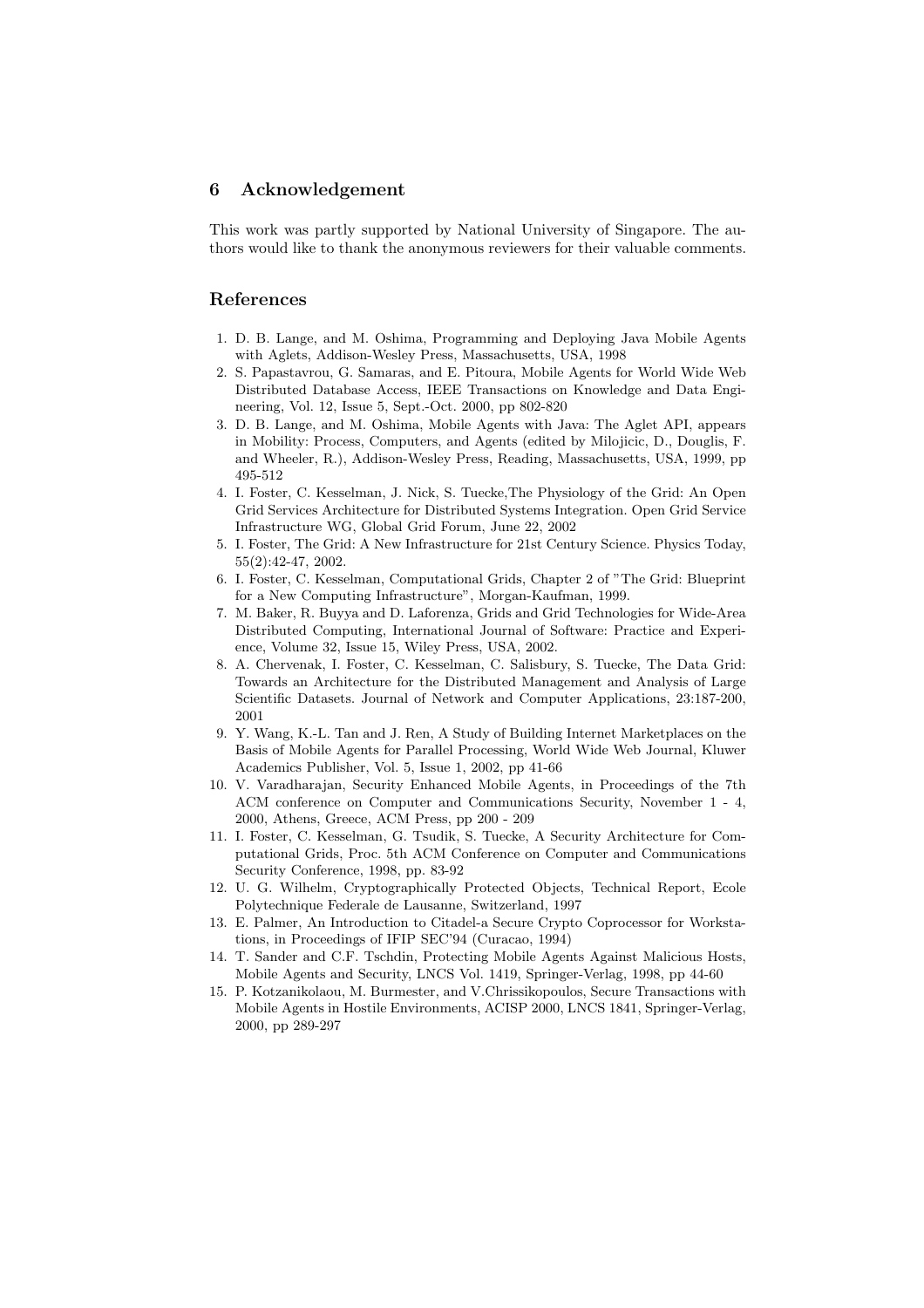## 6 Acknowledgement

This work was partly supported by National University of Singapore. The authors would like to thank the anonymous reviewers for their valuable comments.

## References

1. D. B. Lange, and M. Oshima, Programming and Deploying Java Mobile Agents with Aglets, Addison-Wesley Press, Massachusetts, USA, 1998
2. S. Papastavrou, G. Samaras, and E. Pitoura, Mobile Agents for World Wide Web Distributed Database Access, IEEE Transactions on Knowledge and Data Engineering, Vol. 12, Issue 5, Sept.-Oct. 2000, pp 802-820
3. D. B. Lange, and M. Oshima, Mobile Agents with Java: The Aglet API, appears in Mobility: Process, Computers, and Agents (edited by Milojicic, D., Douglis, F. and Wheeler, R.), Addison-Wesley Press, Reading, Massachusetts, USA, 1999, pp 495-512
4. I. Foster, C. Kesselman, J. Nick, S. Tuecke,The Physiology of the Grid: An Open Grid Services Architecture for Distributed Systems Integration. Open Grid Service Infrastructure WG, Global Grid Forum, June 22, 2002
5. I. Foster, The Grid: A New Infrastructure for 21st Century Science. Physics Today, 55(2):42-47, 2002.
6. I. Foster, C. Kesselman, Computational Grids, Chapter 2 of "The Grid: Blueprint for a New Computing Infrastructure", Morgan-Kaufman, 1999.
7. M. Baker, R. Buyya and D. Laforenza, Grids and Grid Technologies for Wide-Area Distributed Computing, International Journal of Software: Practice and Experience, Volume 32, Issue 15, Wiley Press, USA, 2002.
8. A. Chervenak, I. Foster, C. Kesselman, C. Salisbury, S. Tuecke, The Data Grid: Towards an Architecture for the Distributed Management and Analysis of Large Scientific Datasets. Journal of Network and Computer Applications, 23:187-200, 2001
9. Y. Wang, K.-L. Tan and J. Ren, A Study of Building Internet Marketplaces on the Basis of Mobile Agents for Parallel Processing, World Wide Web Journal, Kluwer Academics Publisher, Vol. 5, Issue 1, 2002, pp 41-66
10. V. Varadharajan, Security Enhanced Mobile Agents, in Proceedings of the 7th ACM conference on Computer and Communications Security, November 1 - 4, 2000, Athens, Greece, ACM Press, pp 200 - 209
11. I. Foster, C. Kesselman, G. Tsudik, S. Tuecke, A Security Architecture for Computational Grids, Proc. 5th ACM Conference on Computer and Communications Security Conference, 1998, pp. 83-92
12. U. G. Wilhelm, Cryptographically Protected Objects, Technical Report, Ecole Polytechnique Federale de Lausanne, Switzerland, 1997
13. E. Palmer, An Introduction to Citadel-a Secure Crypto Coprocessor for Workstations, in Proceedings of IFIP SEC'94 (Curacao, 1994)
14. T. Sander and C.F. Tschdin, Protecting Mobile Agents Against Malicious Hosts, Mobile Agents and Security, LNCS Vol. 1419, Springer-Verlag, 1998, pp 44-60
15. P. Kotzanikolaou, M. Burmester, and V.Chrissikopoulos, Secure Transactions with Mobile Agents in Hostile Environments, ACISP 2000, LNCS 1841, Springer-Verlag, 2000, pp 289-297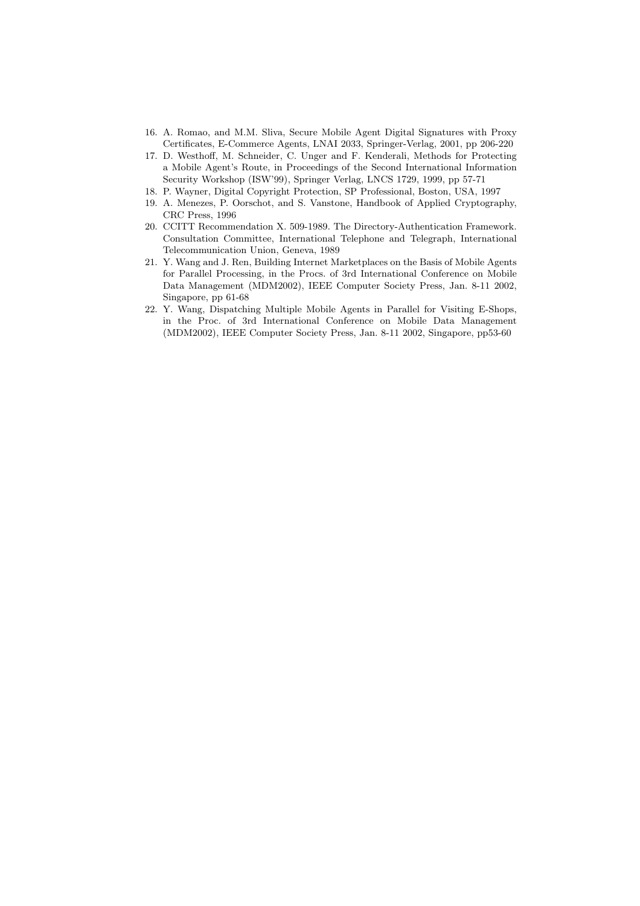16. A. Romao, and M.M. Sliva, Secure Mobile Agent Digital Signatures with Proxy Certificates, E-Commerce Agents, LNAI 2033, Springer-Verlag, 2001, pp 206-220
17. D. Westhoff, M. Schneider, C. Unger and F. Kenderali, Methods for Protecting a Mobile Agent's Route, in Proceedings of the Second International Information Security Workshop (ISW'99), Springer Verlag, LNCS 1729, 1999, pp 57-71
18. P. Wayner, Digital Copyright Protection, SP Professional, Boston, USA, 1997
19. A. Menezes, P. Oorschot, and S. Vanstone, Handbook of Applied Cryptography, CRC Press, 1996
20. CCITT Recommendation X. 509-1989. The Directory-Authentication Framework. Consultation Committee, International Telephone and Telegraph, International Telecommunication Union, Geneva, 1989
21. Y. Wang and J. Ren, Building Internet Marketplaces on the Basis of Mobile Agents for Parallel Processing, in the Procs. of 3rd International Conference on Mobile Data Management (MDM2002), IEEE Computer Society Press, Jan. 8-11 2002, Singapore, pp 61-68
22. Y. Wang, Dispatching Multiple Mobile Agents in Parallel for Visiting E-Shops, in the Proc. of 3rd International Conference on Mobile Data Management (MDM2002), IEEE Computer Society Press, Jan. 8-11 2002, Singapore, pp53-60